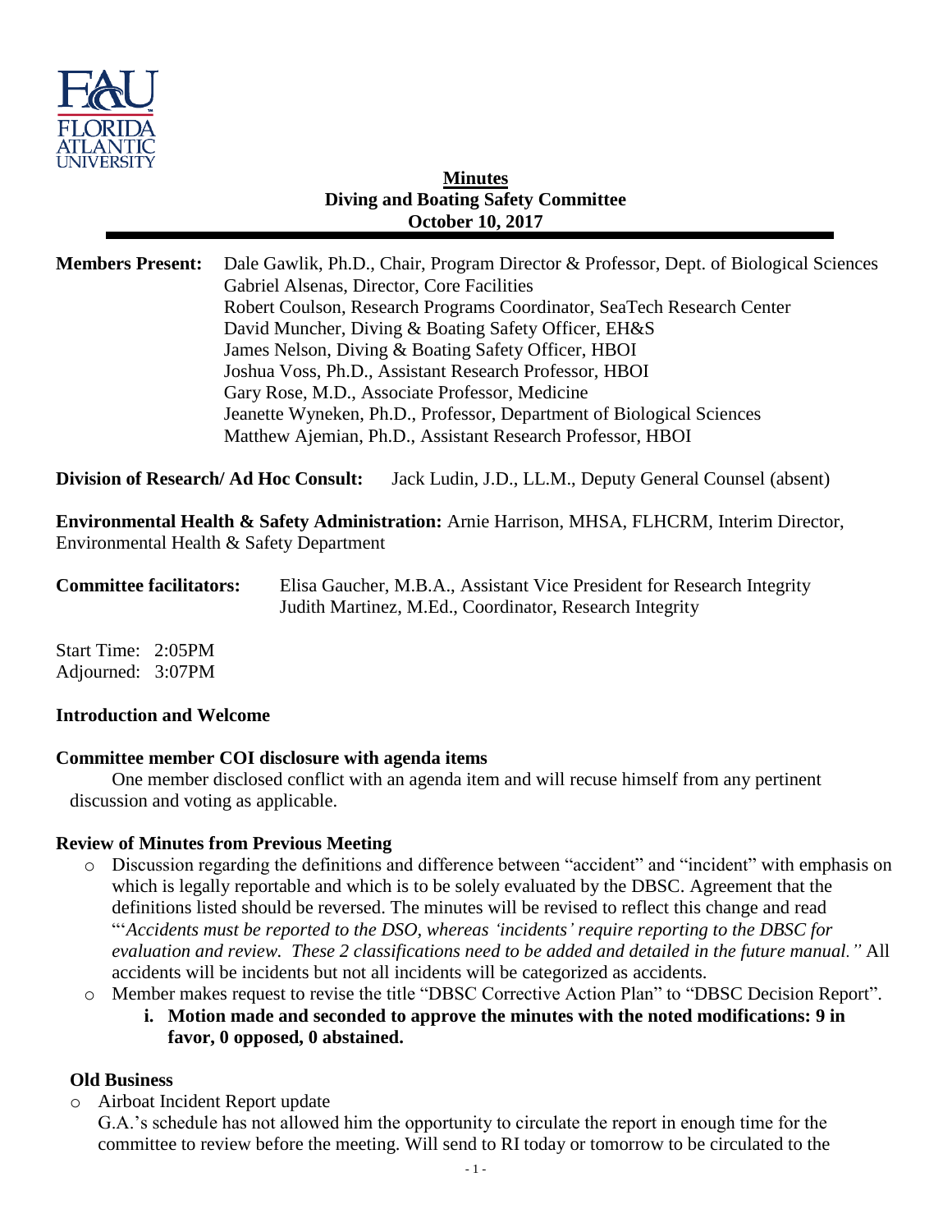**Minutes**
**Diving and Boating Safety Committee**
**October 10, 2017**

**Members Present:** Dale Gawlik, Ph.D., Chair, Program Director & Professor, Dept. of Biological Sciences
Gabriel Alsenas, Director, Core Facilities
Robert Coulson, Research Programs Coordinator, SeaTech Research Center
David Muncher, Diving & Boating Safety Officer, EH&S
James Nelson, Diving & Boating Safety Officer, HBOI
Joshua Voss, Ph.D., Assistant Research Professor, HBOI
Gary Rose, M.D., Associate Professor, Medicine
Jeanette Wyneken, Ph.D., Professor, Department of Biological Sciences
Matthew Ajemian, Ph.D., Assistant Research Professor, HBOI

**Division of Research/ Ad Hoc Consult:** Jack Ludin, J.D., LL.M., Deputy General Counsel (absent)

**Environmental Health & Safety Administration:** Arnie Harrison, MHSA, FLHCRM, Interim Director, Environmental Health & Safety Department

**Committee facilitators:** Elisa Gaucher, M.B.A., Assistant Vice President for Research Integrity
Judith Martinez, M.Ed., Coordinator, Research Integrity

Start Time: 2:05PM
Adjourned: 3:07PM

**Introduction and Welcome**

**Committee member COI disclosure with agenda items**

One member disclosed conflict with an agenda item and will recuse himself from any pertinent discussion and voting as applicable.

**Review of Minutes from Previous Meeting**

- Discussion regarding the definitions and difference between "accident" and "incident" with emphasis on which is legally reportable and which is to be solely evaluated by the DBSC. Agreement that the definitions listed should be reversed. The minutes will be revised to reflect this change and read "'*Accidents must be reported to the DSO, whereas 'incidents' require reporting to the DBSC for evaluation and review. These 2 classifications need to be added and detailed in the future manual."* All accidents will be incidents but not all incidents will be categorized as accidents.
- Member makes request to revise the title "DBSC Corrective Action Plan" to "DBSC Decision Report".
  i. **Motion made and seconded to approve the minutes with the noted modifications: 9 in favor, 0 opposed, 0 abstained.**

**Old Business**

- Airboat Incident Report update
  G.A.'s schedule has not allowed him the opportunity to circulate the report in enough time for the committee to review before the meeting. Will send to RI today or tomorrow to be circulated to the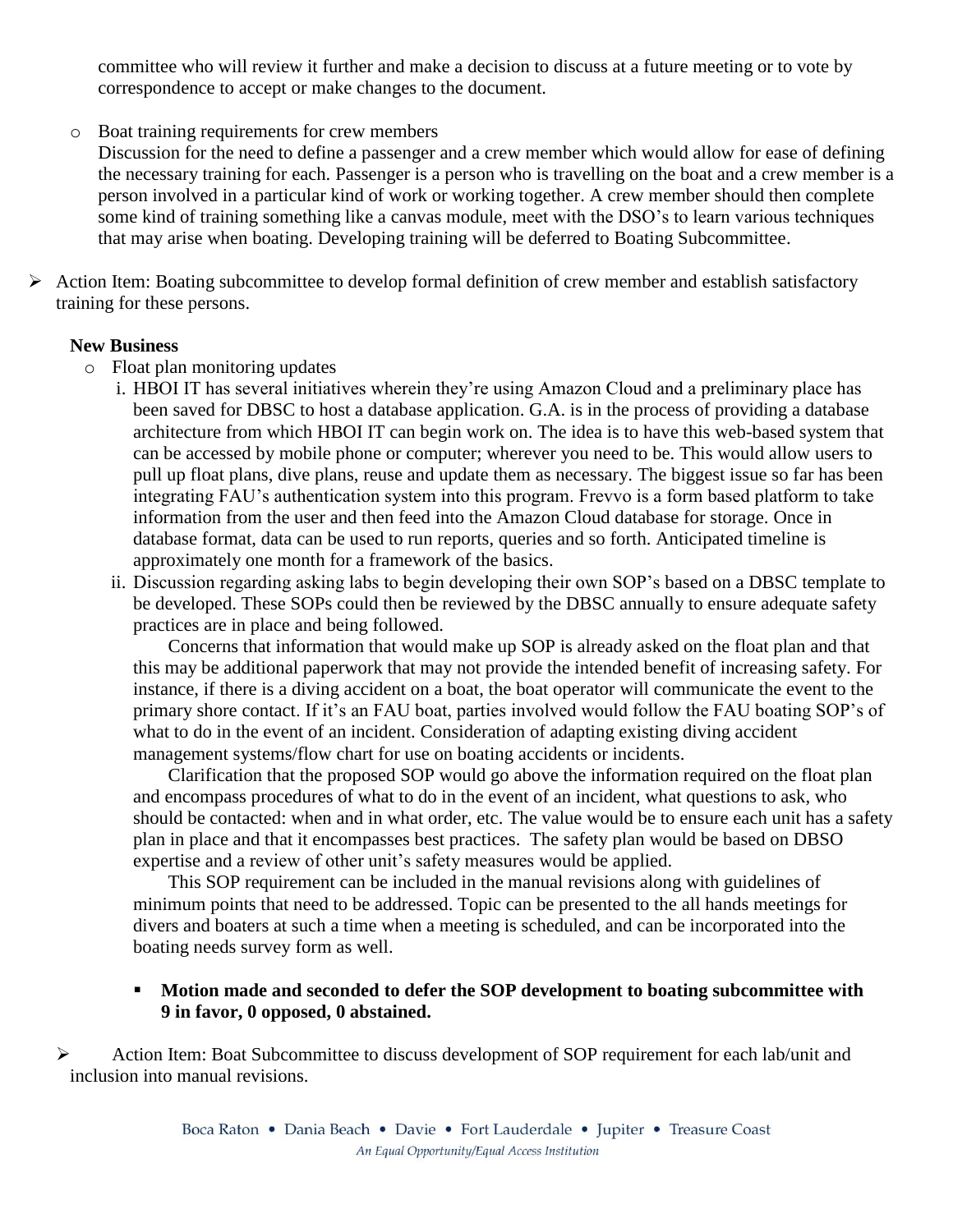committee who will review it further and make a decision to discuss at a future meeting or to vote by correspondence to accept or make changes to the document.

- Boat training requirements for crew members

  Discussion for the need to define a passenger and a crew member which would allow for ease of defining the necessary training for each. Passenger is a person who is travelling on the boat and a crew member is a person involved in a particular kind of work or working together. A crew member should then complete some kind of training something like a canvas module, meet with the DSO's to learn various techniques that may arise when boating. Developing training will be deferred to Boating Subcommittee.

➢ Action Item: Boating subcommittee to develop formal definition of crew member and establish satisfactory training for these persons.

**New Business**

- Float plan monitoring updates
  1. HBOI IT has several initiatives wherein they're using Amazon Cloud and a preliminary place has been saved for DBSC to host a database application. G.A. is in the process of providing a database architecture from which HBOI IT can begin work on. The idea is to have this web-based system that can be accessed by mobile phone or computer; wherever you need to be. This would allow users to pull up float plans, dive plans, reuse and update them as necessary. The biggest issue so far has been integrating FAU's authentication system into this program. Frevvo is a form based platform to take information from the user and then feed into the Amazon Cloud database for storage. Once in database format, data can be used to run reports, queries and so forth. Anticipated timeline is approximately one month for a framework of the basics.
  2. Discussion regarding asking labs to begin developing their own SOP's based on a DBSC template to be developed. These SOPs could then be reviewed by the DBSC annually to ensure adequate safety practices are in place and being followed.

     Concerns that information that would make up SOP is already asked on the float plan and that this may be additional paperwork that may not provide the intended benefit of increasing safety. For instance, if there is a diving accident on a boat, the boat operator will communicate the event to the primary shore contact. If it's an FAU boat, parties involved would follow the FAU boating SOP's of what to do in the event of an incident. Consideration of adapting existing diving accident management systems/flow chart for use on boating accidents or incidents.

     Clarification that the proposed SOP would go above the information required on the float plan and encompass procedures of what to do in the event of an incident, what questions to ask, who should be contacted: when and in what order, etc. The value would be to ensure each unit has a safety plan in place and that it encompasses best practices. The safety plan would be based on DBSO expertise and a review of other unit's safety measures would be applied.

     This SOP requirement can be included in the manual revisions along with guidelines of minimum points that need to be addressed. Topic can be presented to the all hands meetings for divers and boaters at such a time when a meeting is scheduled, and can be incorporated into the boating needs survey form as well.

     - **Motion made and seconded to defer the SOP development to boating subcommittee with 9 in favor, 0 opposed, 0 abstained.**

➢ Action Item: Boat Subcommittee to discuss development of SOP requirement for each lab/unit and inclusion into manual revisions.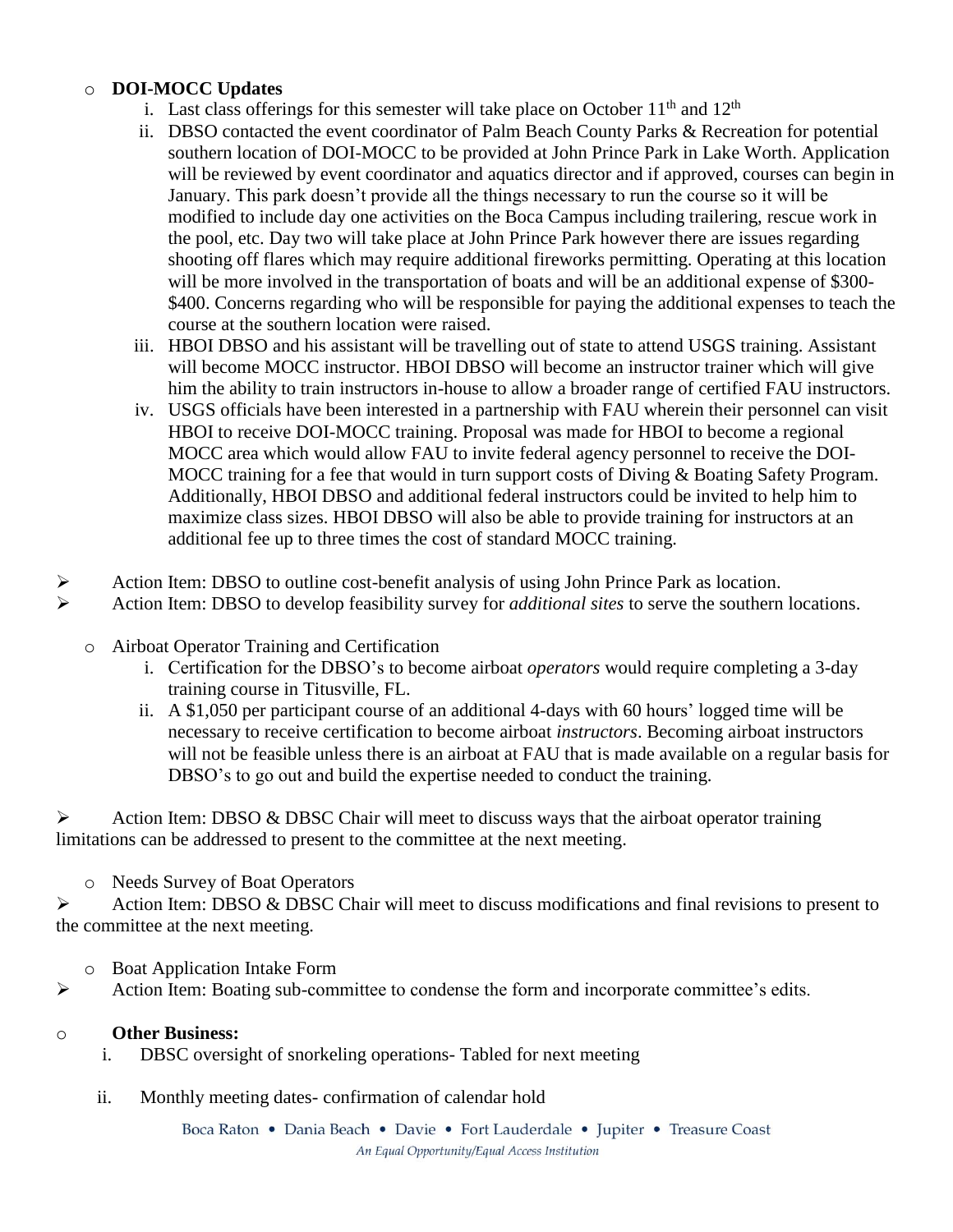- **DOI-MOCC Updates**
  1. Last class offerings for this semester will take place on October 11th and 12th
  2. DBSO contacted the event coordinator of Palm Beach County Parks & Recreation for potential southern location of DOI-MOCC to be provided at John Prince Park in Lake Worth. Application will be reviewed by event coordinator and aquatics director and if approved, courses can begin in January. This park doesn't provide all the things necessary to run the course so it will be modified to include day one activities on the Boca Campus including trailering, rescue work in the pool, etc. Day two will take place at John Prince Park however there are issues regarding shooting off flares which may require additional fireworks permitting. Operating at this location will be more involved in the transportation of boats and will be an additional expense of $300-$400. Concerns regarding who will be responsible for paying the additional expenses to teach the course at the southern location were raised.
  3. HBOI DBSO and his assistant will be travelling out of state to attend USGS training. Assistant will become MOCC instructor. HBOI DBSO will become an instructor trainer which will give him the ability to train instructors in-house to allow a broader range of certified FAU instructors.
  4. USGS officials have been interested in a partnership with FAU wherein their personnel can visit HBOI to receive DOI-MOCC training. Proposal was made for HBOI to become a regional MOCC area which would allow FAU to invite federal agency personnel to receive the DOI-MOCC training for a fee that would in turn support costs of Diving & Boating Safety Program. Additionally, HBOI DBSO and additional federal instructors could be invited to help him to maximize class sizes. HBOI DBSO will also be able to provide training for instructors at an additional fee up to three times the cost of standard MOCC training.

➢ Action Item: DBSO to outline cost-benefit analysis of using John Prince Park as location.

➢ Action Item: DBSO to develop feasibility survey for *additional sites* to serve the southern locations.

- Airboat Operator Training and Certification
  1. Certification for the DBSO's to become airboat *operators* would require completing a 3-day training course in Titusville, FL.
  2. A $1,050 per participant course of an additional 4-days with 60 hours' logged time will be necessary to receive certification to become airboat *instructors*. Becoming airboat instructors will not be feasible unless there is an airboat at FAU that is made available on a regular basis for DBSO's to go out and build the expertise needed to conduct the training.

➢ Action Item: DBSO & DBSC Chair will meet to discuss ways that the airboat operator training limitations can be addressed to present to the committee at the next meeting.

- Needs Survey of Boat Operators

➢ Action Item: DBSO & DBSC Chair will meet to discuss modifications and final revisions to present to the committee at the next meeting.

- Boat Application Intake Form

➢ Action Item: Boating sub-committee to condense the form and incorporate committee's edits.

- **Other Business:**
  1. DBSC oversight of snorkeling operations- Tabled for next meeting
  2. Monthly meeting dates- confirmation of calendar hold